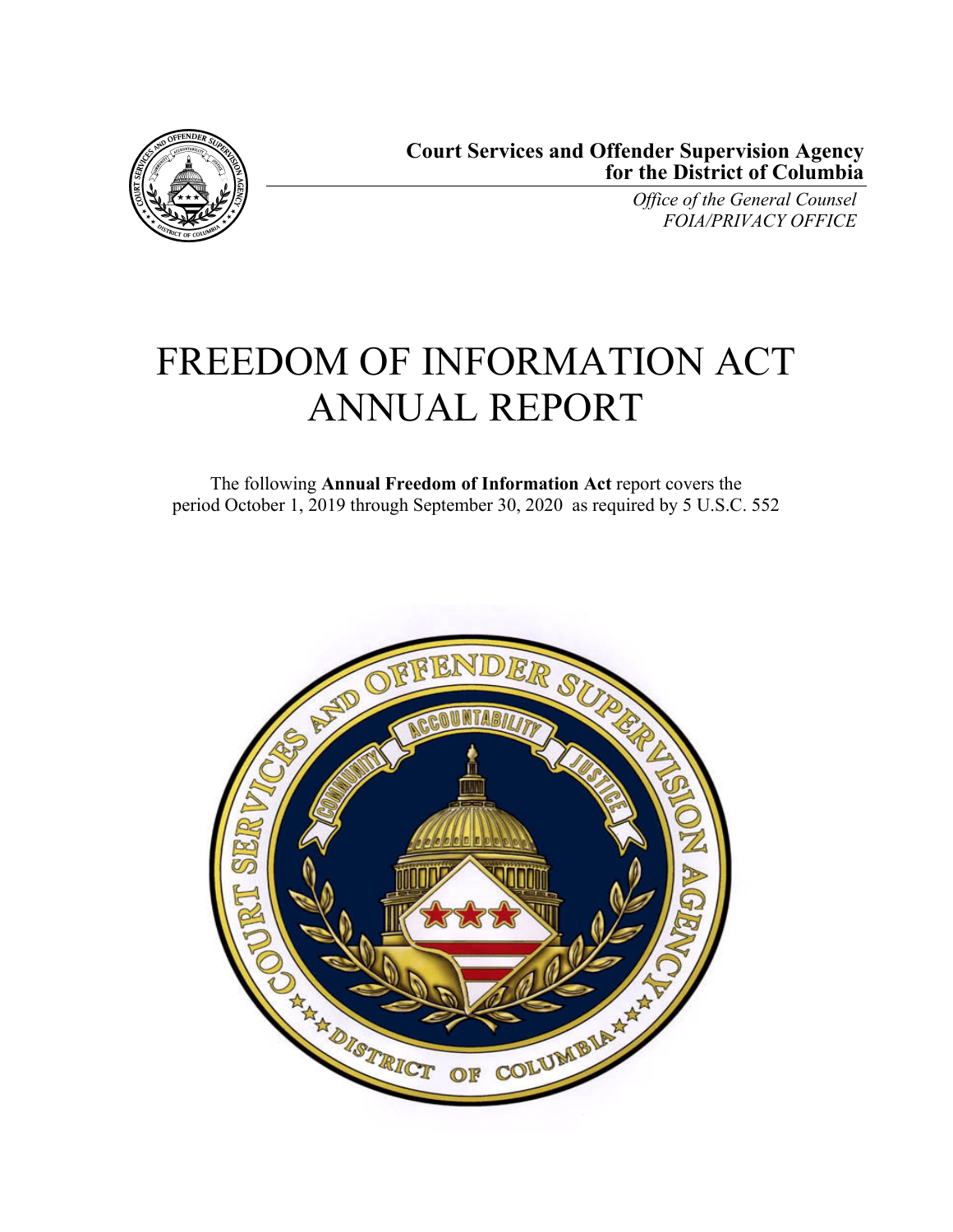**Court Services and Offender Supervision Agency for the District of Columbia**

*Office of the General Counsel*
*FOIA/PRIVACY OFFICE*

# FREEDOM OF INFORMATION ACT ANNUAL REPORT

The following **Annual Freedom of Information Act** report covers the period October 1, 2019 through September 30, 2020 as required by 5 U.S.C. 552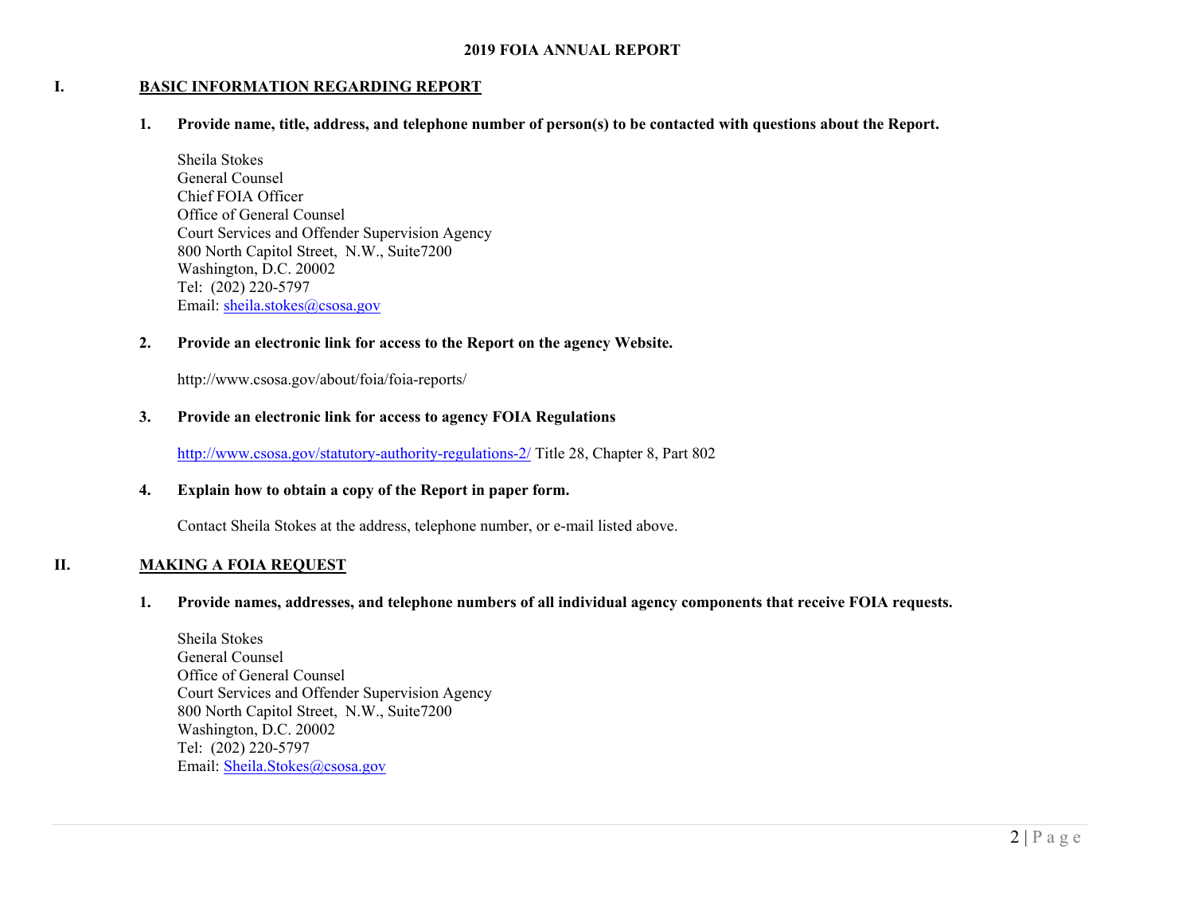# 2019 FOIA ANNUAL REPORT

## I. BASIC INFORMATION REGARDING REPORT

**1. Provide name, title, address, and telephone number of person(s) to be contacted with questions about the Report.**

Sheila Stokes
General Counsel
Chief FOIA Officer
Office of General Counsel
Court Services and Offender Supervision Agency
800 North Capitol Street, N.W., Suite7200
Washington, D.C. 20002
Tel: (202) 220-5797
Email: sheila.stokes@csosa.gov

**2. Provide an electronic link for access to the Report on the agency Website.**

http://www.csosa.gov/about/foia/foia-reports/

**3. Provide an electronic link for access to agency FOIA Regulations**

http://www.csosa.gov/statutory-authority-regulations-2/ Title 28, Chapter 8, Part 802

**4. Explain how to obtain a copy of the Report in paper form.**

Contact Sheila Stokes at the address, telephone number, or e-mail listed above.

## II. MAKING A FOIA REQUEST

**1. Provide names, addresses, and telephone numbers of all individual agency components that receive FOIA requests.**

Sheila Stokes
General Counsel
Office of General Counsel
Court Services and Offender Supervision Agency
800 North Capitol Street, N.W., Suite7200
Washington, D.C. 20002
Tel: (202) 220-5797
Email: Sheila.Stokes@csosa.gov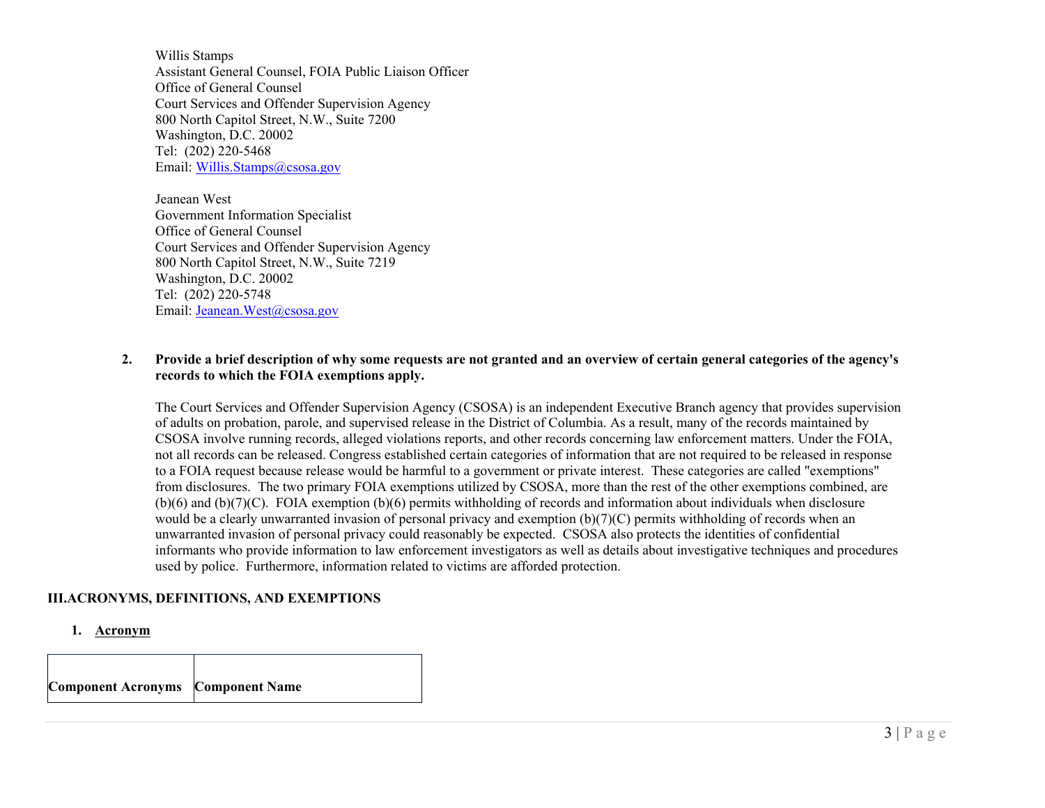Willis Stamps
Assistant General Counsel, FOIA Public Liaison Officer
Office of General Counsel
Court Services and Offender Supervision Agency
800 North Capitol Street, N.W., Suite 7200
Washington, D.C. 20002
Tel: (202) 220-5468
Email: Willis.Stamps@csosa.gov

Jeanean West
Government Information Specialist
Office of General Counsel
Court Services and Offender Supervision Agency
800 North Capitol Street, N.W., Suite 7219
Washington, D.C. 20002
Tel: (202) 220-5748
Email: Jeanean.West@csosa.gov

**2. Provide a brief description of why some requests are not granted and an overview of certain general categories of the agency's records to which the FOIA exemptions apply.**

The Court Services and Offender Supervision Agency (CSOSA) is an independent Executive Branch agency that provides supervision of adults on probation, parole, and supervised release in the District of Columbia. As a result, many of the records maintained by CSOSA involve running records, alleged violations reports, and other records concerning law enforcement matters. Under the FOIA, not all records can be released. Congress established certain categories of information that are not required to be released in response to a FOIA request because release would be harmful to a government or private interest. These categories are called "exemptions" from disclosures. The two primary FOIA exemptions utilized by CSOSA, more than the rest of the other exemptions combined, are (b)(6) and (b)(7)(C). FOIA exemption (b)(6) permits withholding of records and information about individuals when disclosure would be a clearly unwarranted invasion of personal privacy and exemption (b)(7)(C) permits withholding of records when an unwarranted invasion of personal privacy could reasonably be expected. CSOSA also protects the identities of confidential informants who provide information to law enforcement investigators as well as details about investigative techniques and procedures used by police. Furthermore, information related to victims are afforded protection.

## III. ACRONYMS, DEFINITIONS, AND EXEMPTIONS

### 1. Acronym

| Component Acronyms | Component Name |
| --- | --- |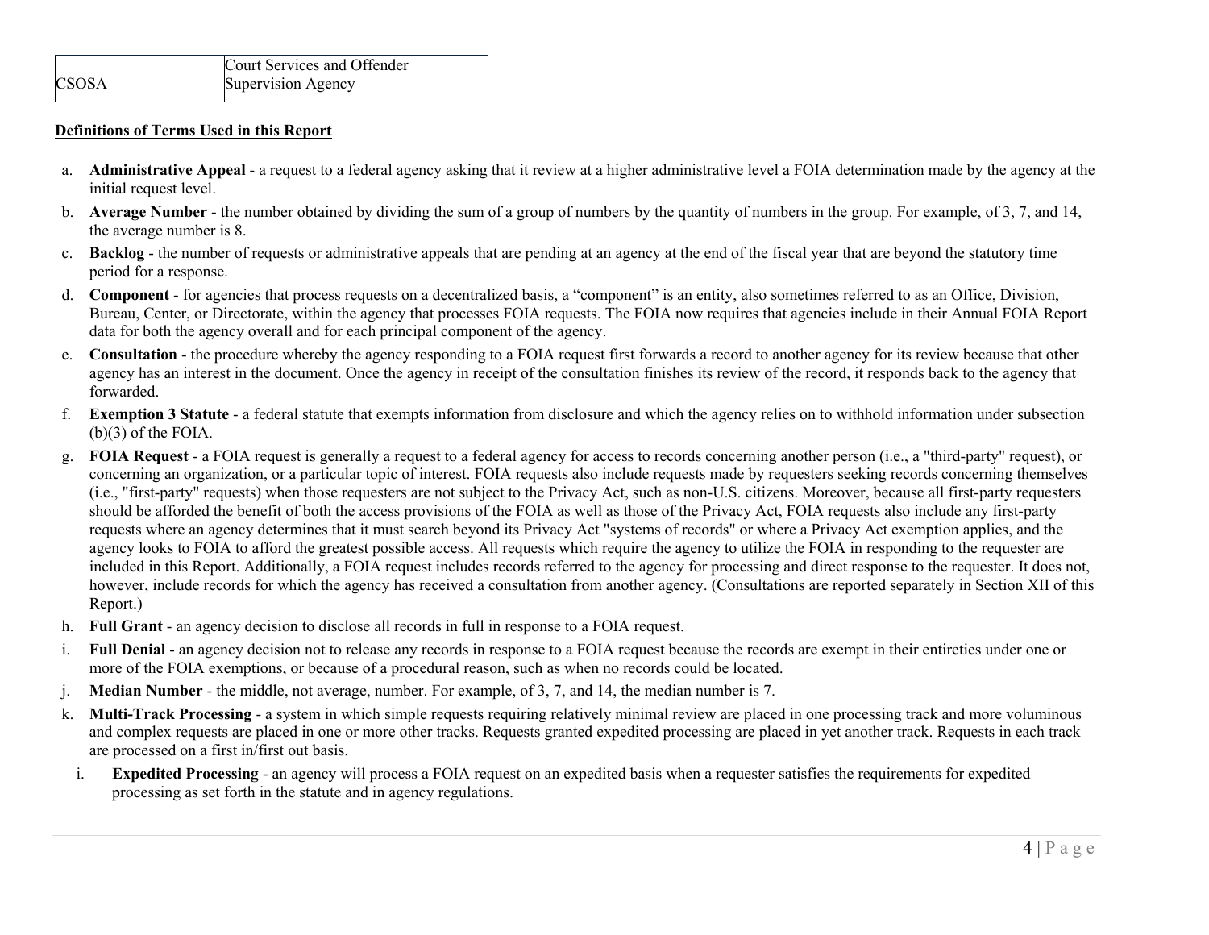| CSOSA | Court Services and Offender Supervision Agency |
|---|---|

**Definitions of Terms Used in this Report**

a. **Administrative Appeal** - a request to a federal agency asking that it review at a higher administrative level a FOIA determination made by the agency at the initial request level.

b. **Average Number** - the number obtained by dividing the sum of a group of numbers by the quantity of numbers in the group. For example, of 3, 7, and 14, the average number is 8.

c. **Backlog** - the number of requests or administrative appeals that are pending at an agency at the end of the fiscal year that are beyond the statutory time period for a response.

d. **Component** - for agencies that process requests on a decentralized basis, a "component" is an entity, also sometimes referred to as an Office, Division, Bureau, Center, or Directorate, within the agency that processes FOIA requests. The FOIA now requires that agencies include in their Annual FOIA Report data for both the agency overall and for each principal component of the agency.

e. **Consultation** - the procedure whereby the agency responding to a FOIA request first forwards a record to another agency for its review because that other agency has an interest in the document. Once the agency in receipt of the consultation finishes its review of the record, it responds back to the agency that forwarded.

f. **Exemption 3 Statute** - a federal statute that exempts information from disclosure and which the agency relies on to withhold information under subsection (b)(3) of the FOIA.

g. **FOIA Request** - a FOIA request is generally a request to a federal agency for access to records concerning another person (i.e., a "third-party" request), or concerning an organization, or a particular topic of interest. FOIA requests also include requests made by requesters seeking records concerning themselves (i.e., "first-party" requests) when those requesters are not subject to the Privacy Act, such as non-U.S. citizens. Moreover, because all first-party requesters should be afforded the benefit of both the access provisions of the FOIA as well as those of the Privacy Act, FOIA requests also include any first-party requests where an agency determines that it must search beyond its Privacy Act "systems of records" or where a Privacy Act exemption applies, and the agency looks to FOIA to afford the greatest possible access. All requests which require the agency to utilize the FOIA in responding to the requester are included in this Report. Additionally, a FOIA request includes records referred to the agency for processing and direct response to the requester. It does not, however, include records for which the agency has received a consultation from another agency. (Consultations are reported separately in Section XII of this Report.)

h. **Full Grant** - an agency decision to disclose all records in full in response to a FOIA request.

i. **Full Denial** - an agency decision not to release any records in response to a FOIA request because the records are exempt in their entireties under one or more of the FOIA exemptions, or because of a procedural reason, such as when no records could be located.

j. **Median Number** - the middle, not average, number. For example, of 3, 7, and 14, the median number is 7.

k. **Multi-Track Processing** - a system in which simple requests requiring relatively minimal review are placed in one processing track and more voluminous and complex requests are placed in one or more other tracks. Requests granted expedited processing are placed in yet another track. Requests in each track are processed on a first in/first out basis.

   i. **Expedited Processing** - an agency will process a FOIA request on an expedited basis when a requester satisfies the requirements for expedited processing as set forth in the statute and in agency regulations.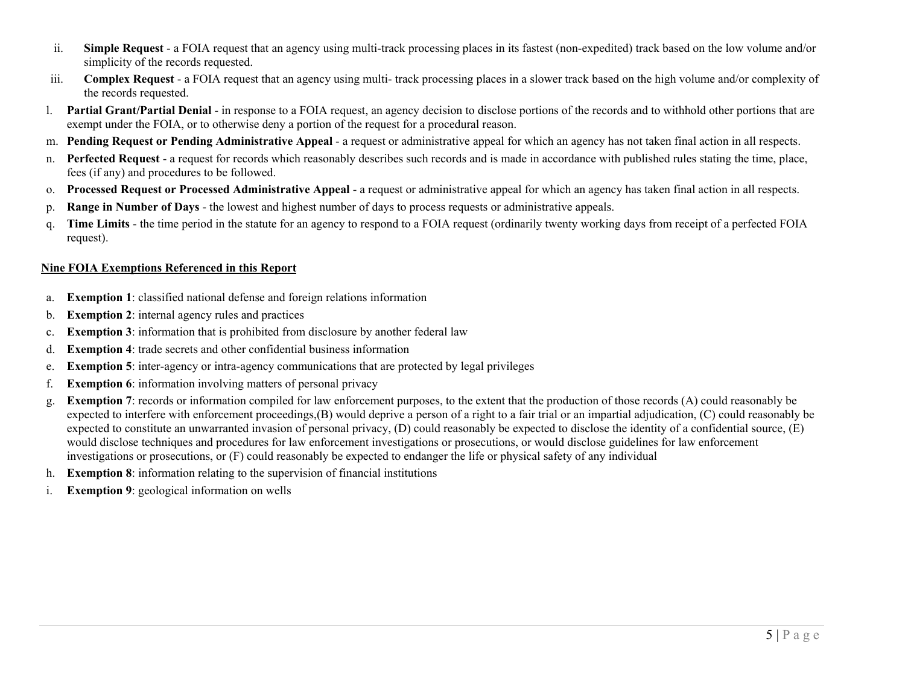ii. **Simple Request** - a FOIA request that an agency using multi-track processing places in its fastest (non-expedited) track based on the low volume and/or simplicity of the records requested.

iii. **Complex Request** - a FOIA request that an agency using multi- track processing places in a slower track based on the high volume and/or complexity of the records requested.

l. **Partial Grant/Partial Denial** - in response to a FOIA request, an agency decision to disclose portions of the records and to withhold other portions that are exempt under the FOIA, or to otherwise deny a portion of the request for a procedural reason.

m. **Pending Request or Pending Administrative Appeal** - a request or administrative appeal for which an agency has not taken final action in all respects.

n. **Perfected Request** - a request for records which reasonably describes such records and is made in accordance with published rules stating the time, place, fees (if any) and procedures to be followed.

o. **Processed Request or Processed Administrative Appeal** - a request or administrative appeal for which an agency has taken final action in all respects.

p. **Range in Number of Days** - the lowest and highest number of days to process requests or administrative appeals.

q. **Time Limits** - the time period in the statute for an agency to respond to a FOIA request (ordinarily twenty working days from receipt of a perfected FOIA request).

**Nine FOIA Exemptions Referenced in this Report**

a. **Exemption 1**: classified national defense and foreign relations information

b. **Exemption 2**: internal agency rules and practices

c. **Exemption 3**: information that is prohibited from disclosure by another federal law

d. **Exemption 4**: trade secrets and other confidential business information

e. **Exemption 5**: inter-agency or intra-agency communications that are protected by legal privileges

f. **Exemption 6**: information involving matters of personal privacy

g. **Exemption 7**: records or information compiled for law enforcement purposes, to the extent that the production of those records (A) could reasonably be expected to interfere with enforcement proceedings,(B) would deprive a person of a right to a fair trial or an impartial adjudication, (C) could reasonably be expected to constitute an unwarranted invasion of personal privacy, (D) could reasonably be expected to disclose the identity of a confidential source, (E) would disclose techniques and procedures for law enforcement investigations or prosecutions, or would disclose guidelines for law enforcement investigations or prosecutions, or (F) could reasonably be expected to endanger the life or physical safety of any individual

h. **Exemption 8**: information relating to the supervision of financial institutions

i. **Exemption 9**: geological information on wells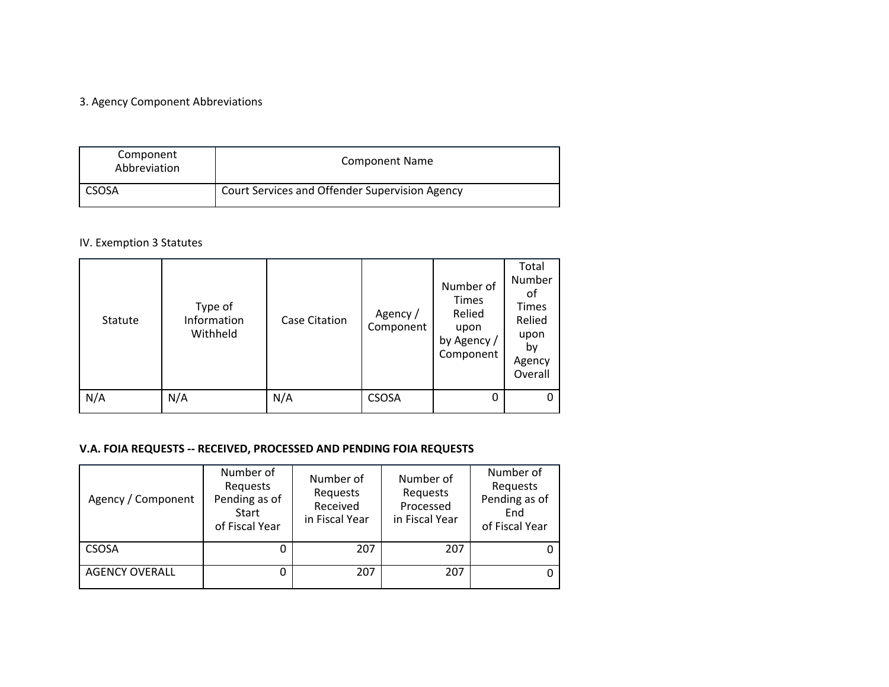3. Agency Component Abbreviations

| Component Abbreviation | Component Name |
|---|---|
| CSOSA | Court Services and Offender Supervision Agency |

IV. Exemption 3 Statutes

| Statute | Type of Information Withheld | Case Citation | Agency / Component | Number of Times Relied upon by Agency / Component | Total Number of Times Relied upon by Agency Overall |
|---|---|---|---|---|---|
| N/A | N/A | N/A | CSOSA | 0 | 0 |

**V.A. FOIA REQUESTS -- RECEIVED, PROCESSED AND PENDING FOIA REQUESTS**

| Agency / Component | Number of Requests Pending as of Start of Fiscal Year | Number of Requests Received in Fiscal Year | Number of Requests Processed in Fiscal Year | Number of Requests Pending as of End of Fiscal Year |
|---|---|---|---|---|
| CSOSA | 0 | 207 | 207 | 0 |
| AGENCY OVERALL | 0 | 207 | 207 | 0 |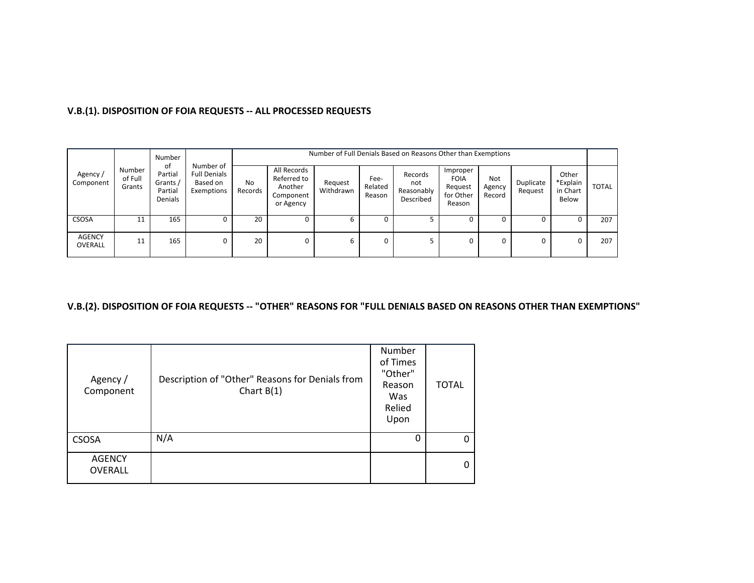**V.B.(1). DISPOSITION OF FOIA REQUESTS -- ALL PROCESSED REQUESTS**

| Agency / Component | Number of Full Grants | Number of Partial Grants / Partial Denials | Number of Full Denials Based on Exemptions | Number of Full Denials Based on Reasons Other than Exemptions | | | | | | | | | TOTAL |
|---|---|---|---|---|---|---|---|---|---|---|---|---|---|
| | | | | No Records | All Records Referred to Another Component or Agency | Request Withdrawn | Fee-Related Reason | Records not Reasonably Described | Improper FOIA Request for Other Reason | Not Agency Record | Duplicate Request | Other *Explain in Chart Below | |
| CSOSA | 11 | 165 | 0 | 20 | 0 | 6 | 0 | 5 | 0 | 0 | 0 | 0 | 207 |
| AGENCY OVERALL | 11 | 165 | 0 | 20 | 0 | 6 | 0 | 5 | 0 | 0 | 0 | 0 | 207 |

**V.B.(2). DISPOSITION OF FOIA REQUESTS -- "OTHER" REASONS FOR "FULL DENIALS BASED ON REASONS OTHER THAN EXEMPTIONS"**

| Agency / Component | Description of "Other" Reasons for Denials from Chart B(1) | Number of Times "Other" Reason Was Relied Upon | TOTAL |
|---|---|---|---|
| CSOSA | N/A | 0 | 0 |
| AGENCY OVERALL | | | 0 |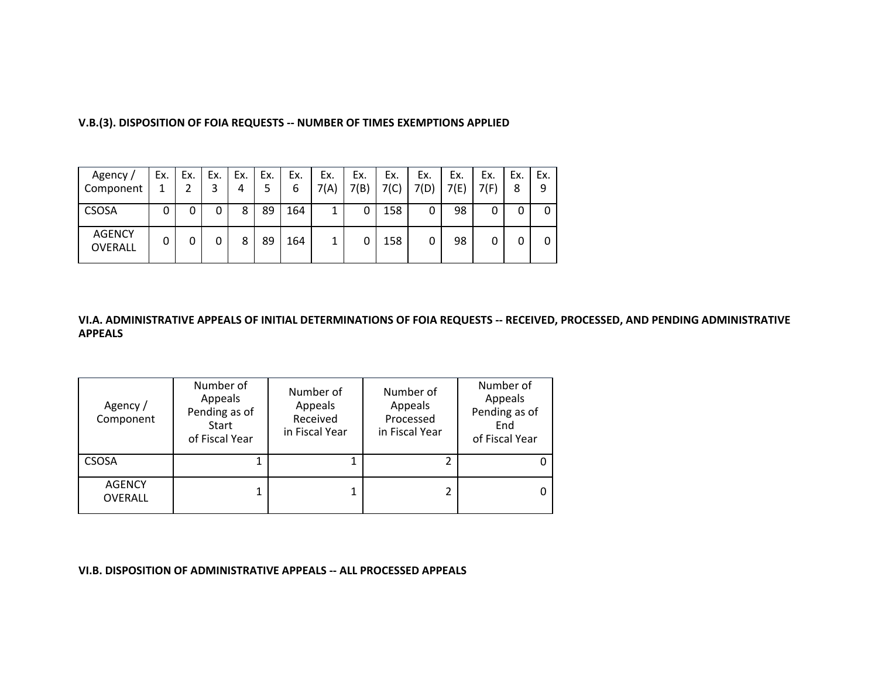### V.B.(3). DISPOSITION OF FOIA REQUESTS -- NUMBER OF TIMES EXEMPTIONS APPLIED

| Agency / Component | Ex. 1 | Ex. 2 | Ex. 3 | Ex. 4 | Ex. 5 | Ex. 6 | Ex. 7(A) | Ex. 7(B) | Ex. 7(C) | Ex. 7(D) | Ex. 7(E) | Ex. 7(F) | Ex. 8 | Ex. 9 |
|---|---|---|---|---|---|---|---|---|---|---|---|---|---|---|
| CSOSA | 0 | 0 | 0 | 8 | 89 | 164 | 1 | 0 | 158 | 0 | 98 | 0 | 0 | 0 |
| AGENCY OVERALL | 0 | 0 | 0 | 8 | 89 | 164 | 1 | 0 | 158 | 0 | 98 | 0 | 0 | 0 |

### VI.A. ADMINISTRATIVE APPEALS OF INITIAL DETERMINATIONS OF FOIA REQUESTS -- RECEIVED, PROCESSED, AND PENDING ADMINISTRATIVE APPEALS

| Agency / Component | Number of Appeals Pending as of Start of Fiscal Year | Number of Appeals Received in Fiscal Year | Number of Appeals Processed in Fiscal Year | Number of Appeals Pending as of End of Fiscal Year |
|---|---|---|---|---|
| CSOSA | 1 | 1 | 2 | 0 |
| AGENCY OVERALL | 1 | 1 | 2 | 0 |

### VI.B. DISPOSITION OF ADMINISTRATIVE APPEALS -- ALL PROCESSED APPEALS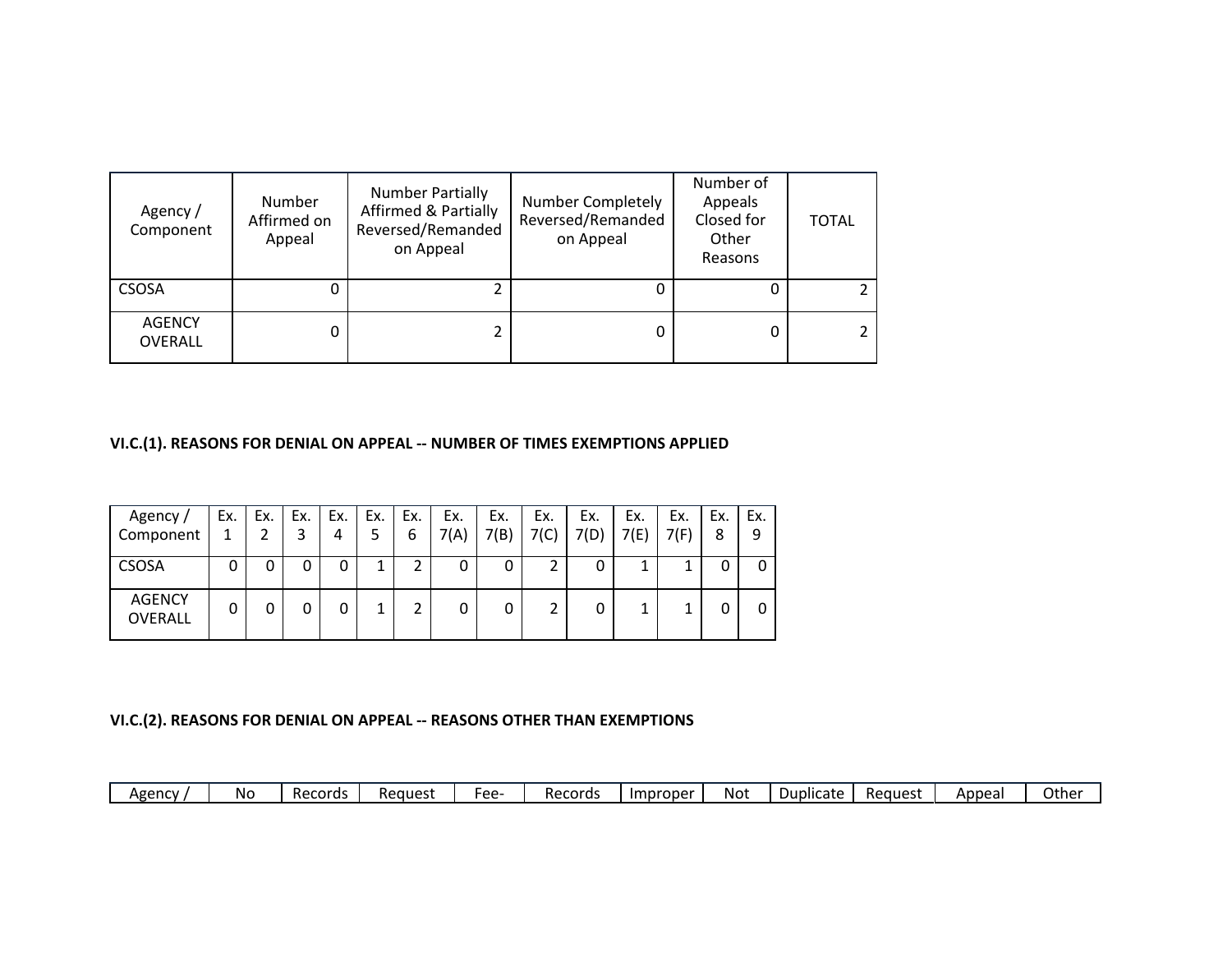| Agency / Component | Number Affirmed on Appeal | Number Partially Affirmed & Partially Reversed/Remanded on Appeal | Number Completely Reversed/Remanded on Appeal | Number of Appeals Closed for Other Reasons | TOTAL |
|---|---|---|---|---|---|
| CSOSA | 0 | 2 | 0 | 0 | 2 |
| AGENCY OVERALL | 0 | 2 | 0 | 0 | 2 |

**VI.C.(1). REASONS FOR DENIAL ON APPEAL -- NUMBER OF TIMES EXEMPTIONS APPLIED**

| Agency / Component | Ex. 1 | Ex. 2 | Ex. 3 | Ex. 4 | Ex. 5 | Ex. 6 | Ex. 7(A) | Ex. 7(B) | Ex. 7(C) | Ex. 7(D) | Ex. 7(E) | Ex. 7(F) | Ex. 8 | Ex. 9 |
|---|---|---|---|---|---|---|---|---|---|---|---|---|---|---|
| CSOSA | 0 | 0 | 0 | 0 | 1 | 2 | 0 | 0 | 2 | 0 | 1 | 1 | 0 | 0 |
| AGENCY OVERALL | 0 | 0 | 0 | 0 | 1 | 2 | 0 | 0 | 2 | 0 | 1 | 1 | 0 | 0 |

**VI.C.(2). REASONS FOR DENIAL ON APPEAL -- REASONS OTHER THAN EXEMPTIONS**

| Agency / | No | Records | Request | Fee- | Records | Improper | Not | Duplicate | Request | Appeal | Other |
|---|---|---|---|---|---|---|---|---|---|---|---|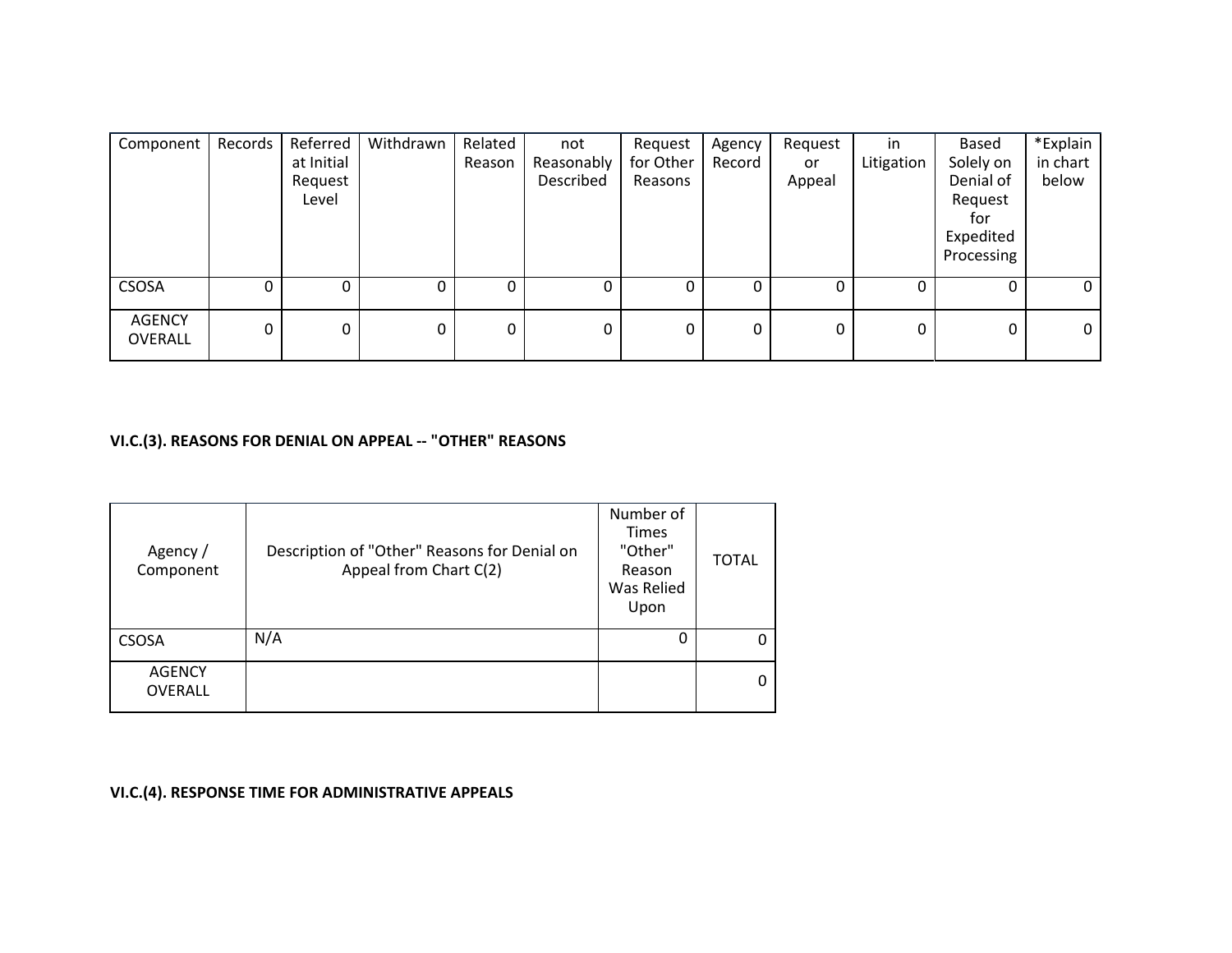| Component | Records | Referred at Initial Request Level | Withdrawn | Related Reason | not Reasonably Described | Request for Other Reasons | Agency Record | Request or Appeal | in Litigation | Based Solely on Denial of Request for Expedited Processing | *Explain in chart below |
|---|---|---|---|---|---|---|---|---|---|---|---|
| CSOSA | 0 | 0 | 0 | 0 | 0 | 0 | 0 | 0 | 0 | 0 | 0 |
| AGENCY OVERALL | 0 | 0 | 0 | 0 | 0 | 0 | 0 | 0 | 0 | 0 | 0 |

**VI.C.(3). REASONS FOR DENIAL ON APPEAL -- "OTHER" REASONS**

| Agency / Component | Description of "Other" Reasons for Denial on Appeal from Chart C(2) | Number of Times "Other" Reason Was Relied Upon | TOTAL |
|---|---|---|---|
| CSOSA | N/A | 0 | 0 |
| AGENCY OVERALL | | | 0 |

**VI.C.(4). RESPONSE TIME FOR ADMINISTRATIVE APPEALS**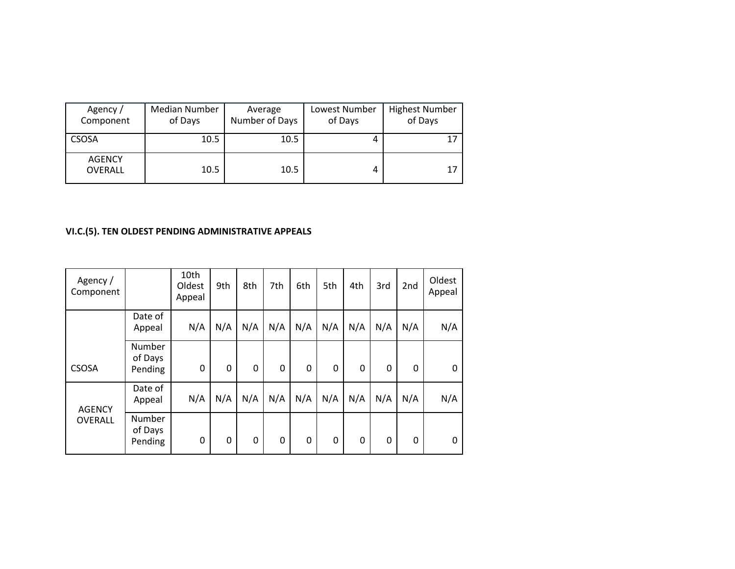| Agency / Component | Median Number of Days | Average Number of Days | Lowest Number of Days | Highest Number of Days |
|---|---|---|---|---|
| CSOSA | 10.5 | 10.5 | 4 | 17 |
| AGENCY OVERALL | 10.5 | 10.5 | 4 | 17 |

**VI.C.(5). TEN OLDEST PENDING ADMINISTRATIVE APPEALS**

| Agency / Component | | 10th Oldest Appeal | 9th | 8th | 7th | 6th | 5th | 4th | 3rd | 2nd | Oldest Appeal |
|---|---|---|---|---|---|---|---|---|---|---|---|
| CSOSA | Date of Appeal | N/A | N/A | N/A | N/A | N/A | N/A | N/A | N/A | N/A | N/A |
| | Number of Days Pending | 0 | 0 | 0 | 0 | 0 | 0 | 0 | 0 | 0 | 0 |
| AGENCY OVERALL | Date of Appeal | N/A | N/A | N/A | N/A | N/A | N/A | N/A | N/A | N/A | N/A |
| | Number of Days Pending | 0 | 0 | 0 | 0 | 0 | 0 | 0 | 0 | 0 | 0 |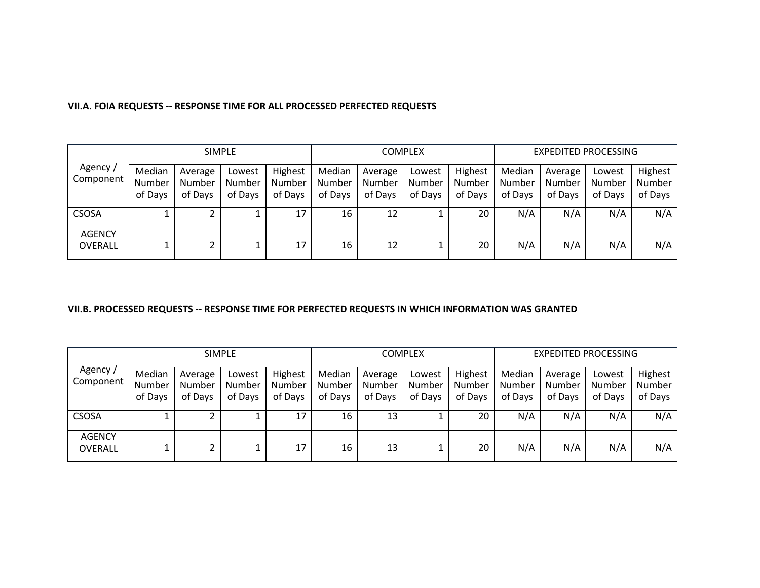### VII.A. FOIA REQUESTS -- RESPONSE TIME FOR ALL PROCESSED PERFECTED REQUESTS

| Agency / Component | SIMPLE | | | | COMPLEX | | | | EXPEDITED PROCESSING | | | |
|---|---|---|---|---|---|---|---|---|---|---|---|---|
| | Median Number of Days | Average Number of Days | Lowest Number of Days | Highest Number of Days | Median Number of Days | Average Number of Days | Lowest Number of Days | Highest Number of Days | Median Number of Days | Average Number of Days | Lowest Number of Days | Highest Number of Days |
| CSOSA | 1 | 2 | 1 | 17 | 16 | 12 | 1 | 20 | N/A | N/A | N/A | N/A |
| AGENCY OVERALL | 1 | 2 | 1 | 17 | 16 | 12 | 1 | 20 | N/A | N/A | N/A | N/A |

### VII.B. PROCESSED REQUESTS -- RESPONSE TIME FOR PERFECTED REQUESTS IN WHICH INFORMATION WAS GRANTED

| Agency / Component | SIMPLE | | | | COMPLEX | | | | EXPEDITED PROCESSING | | | |
|---|---|---|---|---|---|---|---|---|---|---|---|---|
| | Median Number of Days | Average Number of Days | Lowest Number of Days | Highest Number of Days | Median Number of Days | Average Number of Days | Lowest Number of Days | Highest Number of Days | Median Number of Days | Average Number of Days | Lowest Number of Days | Highest Number of Days |
| CSOSA | 1 | 2 | 1 | 17 | 16 | 13 | 1 | 20 | N/A | N/A | N/A | N/A |
| AGENCY OVERALL | 1 | 2 | 1 | 17 | 16 | 13 | 1 | 20 | N/A | N/A | N/A | N/A |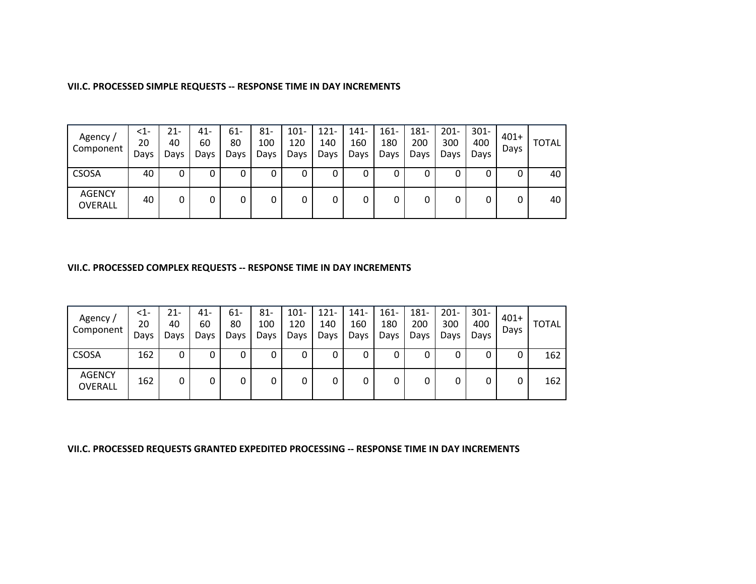**VII.C. PROCESSED SIMPLE REQUESTS -- RESPONSE TIME IN DAY INCREMENTS**

| Agency / Component | <1-20 Days | 21-40 Days | 41-60 Days | 61-80 Days | 81-100 Days | 101-120 Days | 121-140 Days | 141-160 Days | 161-180 Days | 181-200 Days | 201-300 Days | 301-400 Days | 401+ Days | TOTAL |
|---|---|---|---|---|---|---|---|---|---|---|---|---|---|---|
| CSOSA | 40 | 0 | 0 | 0 | 0 | 0 | 0 | 0 | 0 | 0 | 0 | 0 | 0 | 40 |
| AGENCY OVERALL | 40 | 0 | 0 | 0 | 0 | 0 | 0 | 0 | 0 | 0 | 0 | 0 | 0 | 40 |

**VII.C. PROCESSED COMPLEX REQUESTS -- RESPONSE TIME IN DAY INCREMENTS**

| Agency / Component | <1-20 Days | 21-40 Days | 41-60 Days | 61-80 Days | 81-100 Days | 101-120 Days | 121-140 Days | 141-160 Days | 161-180 Days | 181-200 Days | 201-300 Days | 301-400 Days | 401+ Days | TOTAL |
|---|---|---|---|---|---|---|---|---|---|---|---|---|---|---|
| CSOSA | 162 | 0 | 0 | 0 | 0 | 0 | 0 | 0 | 0 | 0 | 0 | 0 | 0 | 162 |
| AGENCY OVERALL | 162 | 0 | 0 | 0 | 0 | 0 | 0 | 0 | 0 | 0 | 0 | 0 | 0 | 162 |

**VII.C. PROCESSED REQUESTS GRANTED EXPEDITED PROCESSING -- RESPONSE TIME IN DAY INCREMENTS**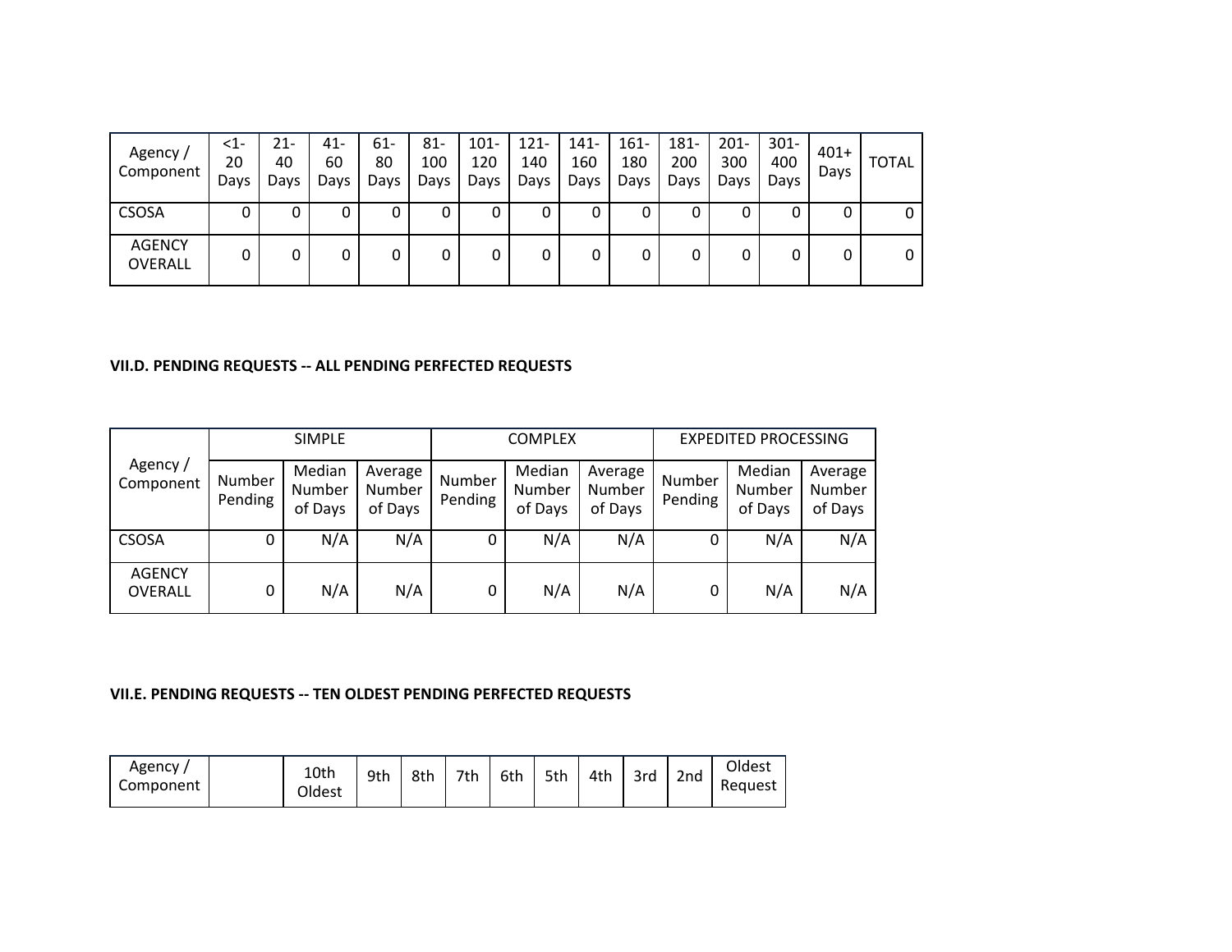| Agency / Component | <1-20 Days | 21-40 Days | 41-60 Days | 61-80 Days | 81-100 Days | 101-120 Days | 121-140 Days | 141-160 Days | 161-180 Days | 181-200 Days | 201-300 Days | 301-400 Days | 401+ Days | TOTAL |
|---|---|---|---|---|---|---|---|---|---|---|---|---|---|---|
| CSOSA | 0 | 0 | 0 | 0 | 0 | 0 | 0 | 0 | 0 | 0 | 0 | 0 | 0 | 0 |
| AGENCY OVERALL | 0 | 0 | 0 | 0 | 0 | 0 | 0 | 0 | 0 | 0 | 0 | 0 | 0 | 0 |

**VII.D. PENDING REQUESTS -- ALL PENDING PERFECTED REQUESTS**

| Agency / Component | SIMPLE | | | COMPLEX | | | EXPEDITED PROCESSING | | |
|---|---|---|---|---|---|---|---|---|---|
| | Number Pending | Median Number of Days | Average Number of Days | Number Pending | Median Number of Days | Average Number of Days | Number Pending | Median Number of Days | Average Number of Days |
| CSOSA | 0 | N/A | N/A | 0 | N/A | N/A | 0 | N/A | N/A |
| AGENCY OVERALL | 0 | N/A | N/A | 0 | N/A | N/A | 0 | N/A | N/A |

**VII.E. PENDING REQUESTS -- TEN OLDEST PENDING PERFECTED REQUESTS**

| Agency / Component | | 10th Oldest | 9th | 8th | 7th | 6th | 5th | 4th | 3rd | 2nd | Oldest Request |
|---|---|---|---|---|---|---|---|---|---|---|---|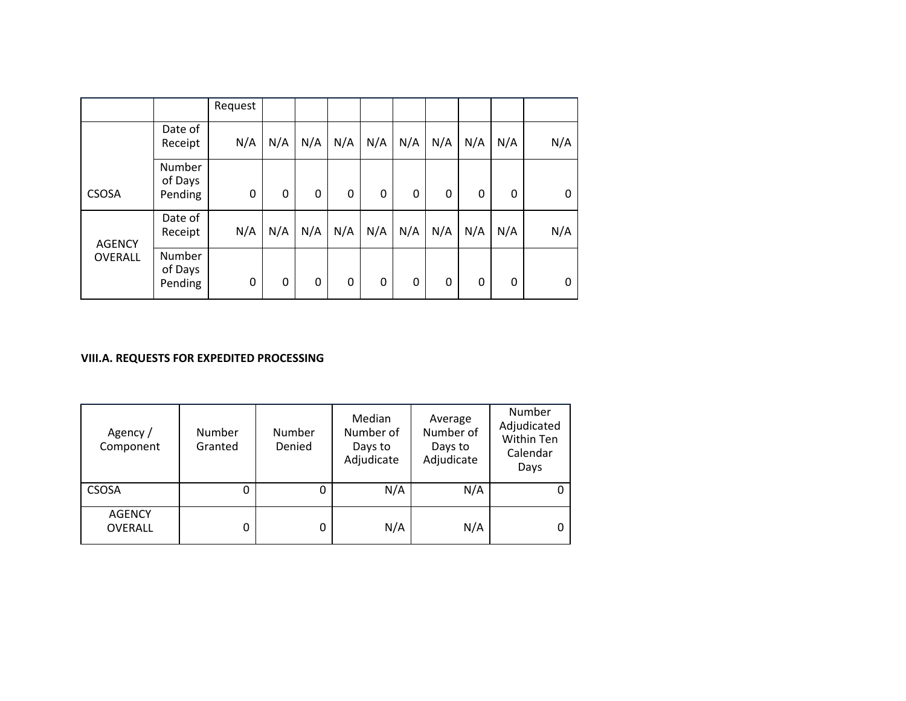| | | Request | | | | | | | | | |
|---|---|---|---|---|---|---|---|---|---|---|---|
| CSOSA | Date of Receipt | N/A | N/A | N/A | N/A | N/A | N/A | N/A | N/A | N/A | N/A |
| | Number of Days Pending | 0 | 0 | 0 | 0 | 0 | 0 | 0 | 0 | 0 | 0 |
| AGENCY OVERALL | Date of Receipt | N/A | N/A | N/A | N/A | N/A | N/A | N/A | N/A | N/A | N/A |
| | Number of Days Pending | 0 | 0 | 0 | 0 | 0 | 0 | 0 | 0 | 0 | 0 |

**VIII.A. REQUESTS FOR EXPEDITED PROCESSING**

| Agency / Component | Number Granted | Number Denied | Median Number of Days to Adjudicate | Average Number of Days to Adjudicate | Number Adjudicated Within Ten Calendar Days |
|---|---|---|---|---|---|
| CSOSA | 0 | 0 | N/A | N/A | 0 |
| AGENCY OVERALL | 0 | 0 | N/A | N/A | 0 |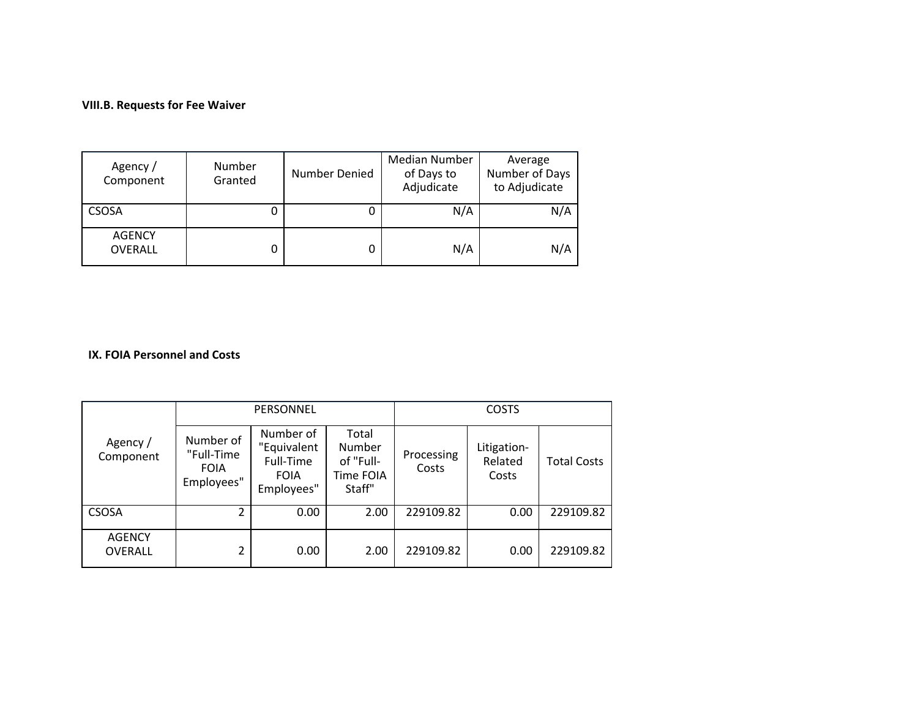### VIII.B. Requests for Fee Waiver

| Agency / Component | Number Granted | Number Denied | Median Number of Days to Adjudicate | Average Number of Days to Adjudicate |
|---|---|---|---|---|
| CSOSA | 0 | 0 | N/A | N/A |
| AGENCY OVERALL | 0 | 0 | N/A | N/A |

### IX. FOIA Personnel and Costs

| Agency / Component | PERSONNEL | | | COSTS | | |
|---|---|---|---|---|---|---|
| | Number of "Full-Time FOIA Employees" | Number of "Equivalent Full-Time FOIA Employees" | Total Number of "Full-Time FOIA Staff" | Processing Costs | Litigation-Related Costs | Total Costs |
| CSOSA | 2 | 0.00 | 2.00 | 229109.82 | 0.00 | 229109.82 |
| AGENCY OVERALL | 2 | 0.00 | 2.00 | 229109.82 | 0.00 | 229109.82 |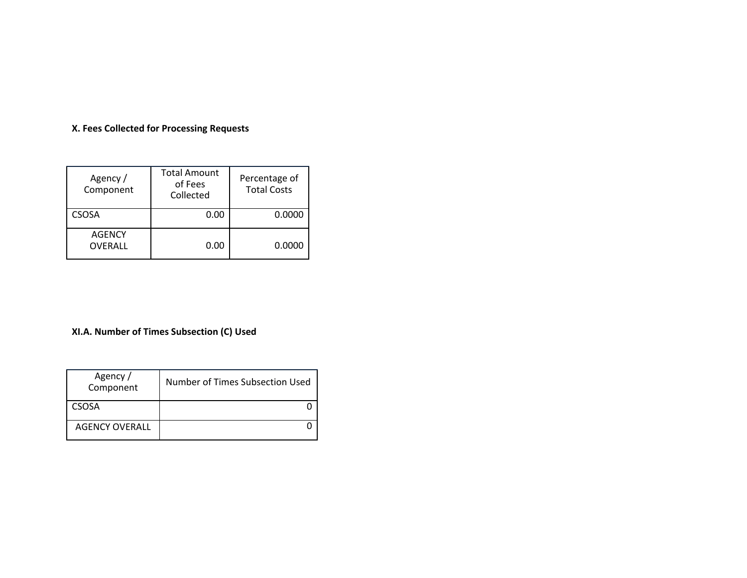### X. Fees Collected for Processing Requests

| Agency / Component | Total Amount of Fees Collected | Percentage of Total Costs |
|---|---|---|
| CSOSA | 0.00 | 0.0000 |
| AGENCY OVERALL | 0.00 | 0.0000 |

### XI.A. Number of Times Subsection (C) Used

| Agency / Component | Number of Times Subsection Used |
|---|---|
| CSOSA | 0 |
| AGENCY OVERALL | 0 |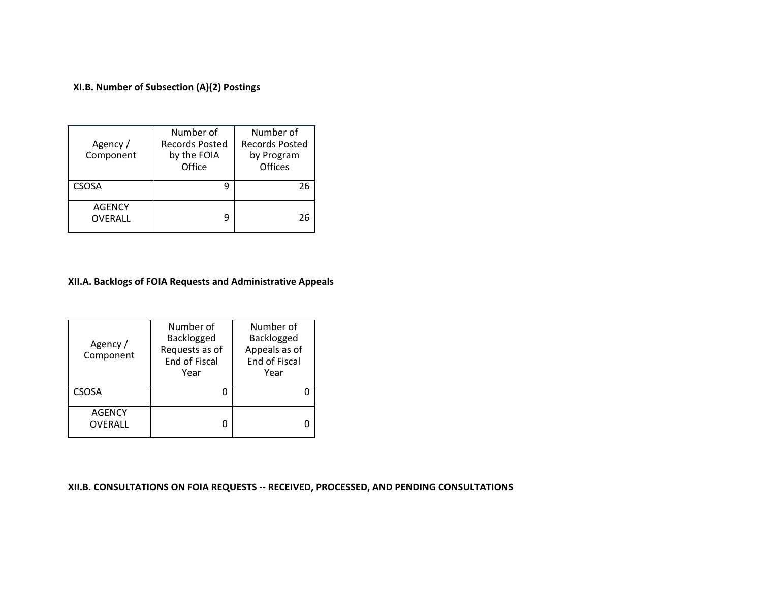### XI.B. Number of Subsection (A)(2) Postings

| Agency / Component | Number of Records Posted by the FOIA Office | Number of Records Posted by Program Offices |
|---|---|---|
| CSOSA | 9 | 26 |
| AGENCY OVERALL | 9 | 26 |

### XII.A. Backlogs of FOIA Requests and Administrative Appeals

| Agency / Component | Number of Backlogged Requests as of End of Fiscal Year | Number of Backlogged Appeals as of End of Fiscal Year |
|---|---|---|
| CSOSA | 0 | 0 |
| AGENCY OVERALL | 0 | 0 |

### XII.B. CONSULTATIONS ON FOIA REQUESTS -- RECEIVED, PROCESSED, AND PENDING CONSULTATIONS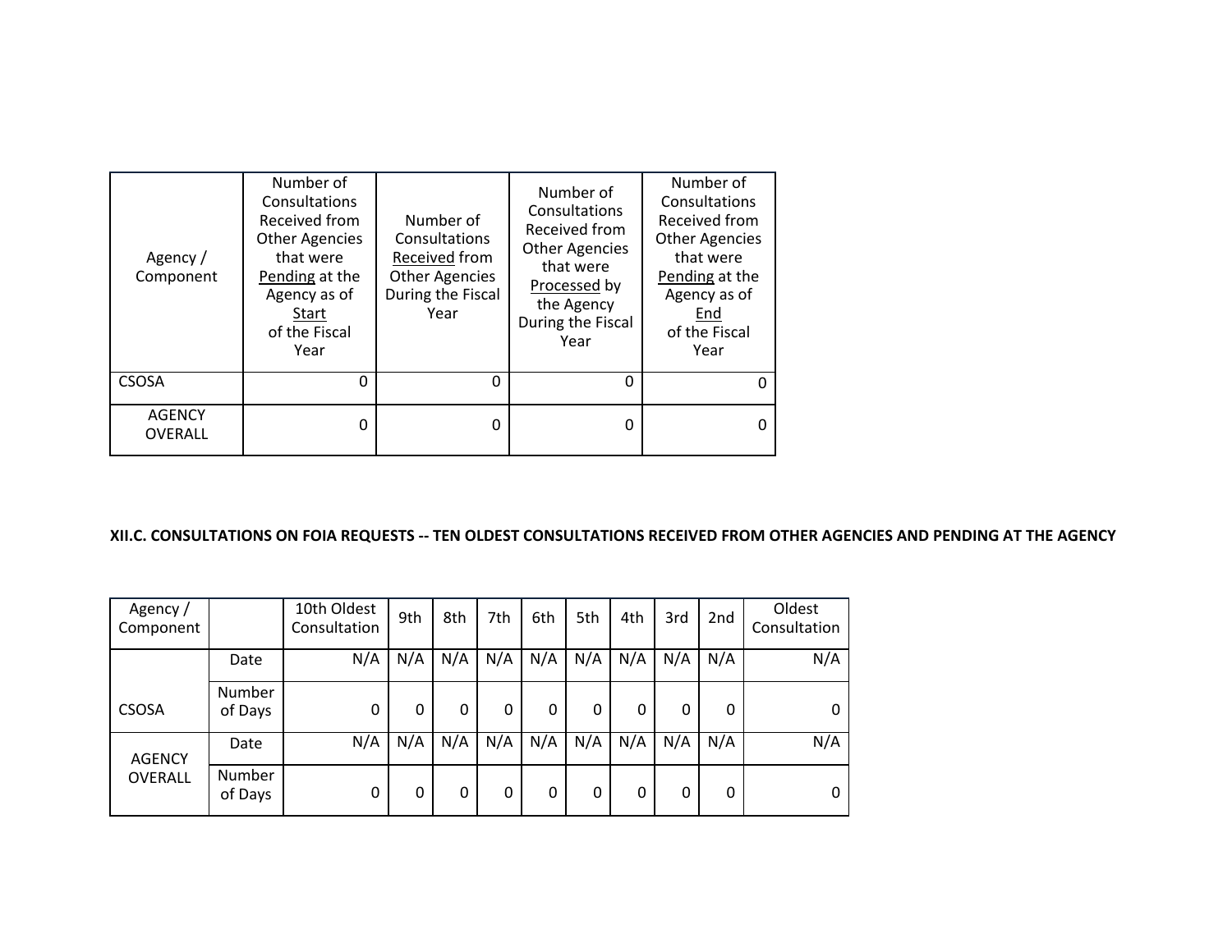| Agency / Component | Number of Consultations Received from Other Agencies that were Pending at the Agency as of Start of the Fiscal Year | Number of Consultations Received from Other Agencies During the Fiscal Year | Number of Consultations Received from Other Agencies that were Processed by the Agency During the Fiscal Year | Number of Consultations Received from Other Agencies that were Pending at the Agency as of End of the Fiscal Year |
|---|---|---|---|---|
| CSOSA | 0 | 0 | 0 | 0 |
| AGENCY OVERALL | 0 | 0 | 0 | 0 |

**XII.C. CONSULTATIONS ON FOIA REQUESTS -- TEN OLDEST CONSULTATIONS RECEIVED FROM OTHER AGENCIES AND PENDING AT THE AGENCY**

| Agency / Component | | 10th Oldest Consultation | 9th | 8th | 7th | 6th | 5th | 4th | 3rd | 2nd | Oldest Consultation |
|---|---|---|---|---|---|---|---|---|---|---|---|
| CSOSA | Date | N/A | N/A | N/A | N/A | N/A | N/A | N/A | N/A | N/A | N/A |
| | Number of Days | 0 | 0 | 0 | 0 | 0 | 0 | 0 | 0 | 0 | 0 |
| AGENCY OVERALL | Date | N/A | N/A | N/A | N/A | N/A | N/A | N/A | N/A | N/A | N/A |
| | Number of Days | 0 | 0 | 0 | 0 | 0 | 0 | 0 | 0 | 0 | 0 |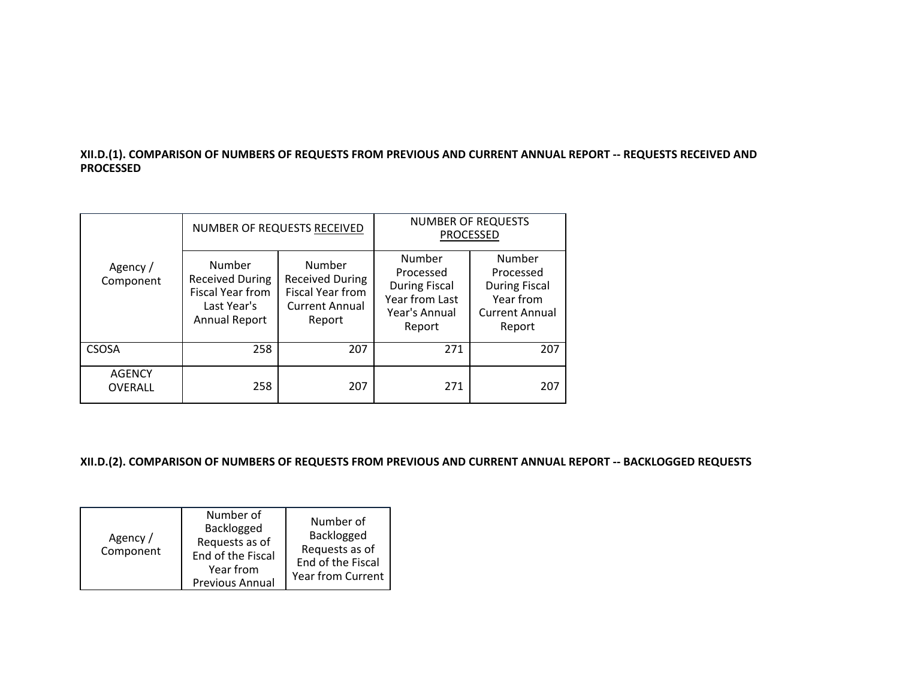**XII.D.(1). COMPARISON OF NUMBERS OF REQUESTS FROM PREVIOUS AND CURRENT ANNUAL REPORT -- REQUESTS RECEIVED AND PROCESSED**

| Agency / Component | NUMBER OF REQUESTS RECEIVED | | NUMBER OF REQUESTS PROCESSED | |
|---|---|---|---|---|
| | Number Received During Fiscal Year from Last Year's Annual Report | Number Received During Fiscal Year from Current Annual Report | Number Processed During Fiscal Year from Last Year's Annual Report | Number Processed During Fiscal Year from Current Annual Report |
| CSOSA | 258 | 207 | 271 | 207 |
| AGENCY OVERALL | 258 | 207 | 271 | 207 |

**XII.D.(2). COMPARISON OF NUMBERS OF REQUESTS FROM PREVIOUS AND CURRENT ANNUAL REPORT -- BACKLOGGED REQUESTS**

| Agency / Component | Number of Backlogged Requests as of End of the Fiscal Year from Previous Annual | Number of Backlogged Requests as of End of the Fiscal Year from Current |
|---|---|---|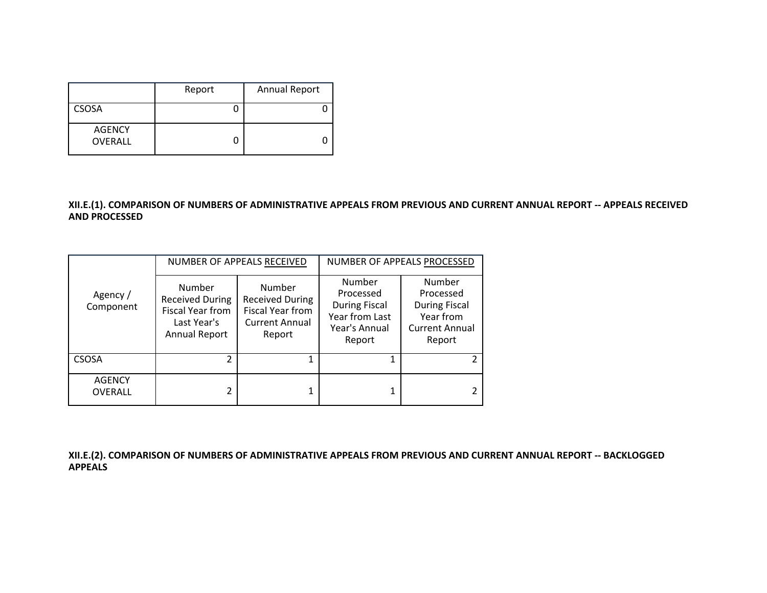| | Report | Annual Report |
|---|---|---|
| CSOSA | 0 | 0 |
| AGENCY OVERALL | 0 | 0 |

**XII.E.(1). COMPARISON OF NUMBERS OF ADMINISTRATIVE APPEALS FROM PREVIOUS AND CURRENT ANNUAL REPORT -- APPEALS RECEIVED AND PROCESSED**

| Agency / Component | NUMBER OF APPEALS RECEIVED | | NUMBER OF APPEALS PROCESSED | |
|---|---|---|---|---|
| | Number Received During Fiscal Year from Last Year's Annual Report | Number Received During Fiscal Year from Current Annual Report | Number Processed During Fiscal Year from Last Year's Annual Report | Number Processed During Fiscal Year from Current Annual Report |
| CSOSA | 2 | 1 | 1 | 2 |
| AGENCY OVERALL | 2 | 1 | 1 | 2 |

**XII.E.(2). COMPARISON OF NUMBERS OF ADMINISTRATIVE APPEALS FROM PREVIOUS AND CURRENT ANNUAL REPORT -- BACKLOGGED APPEALS**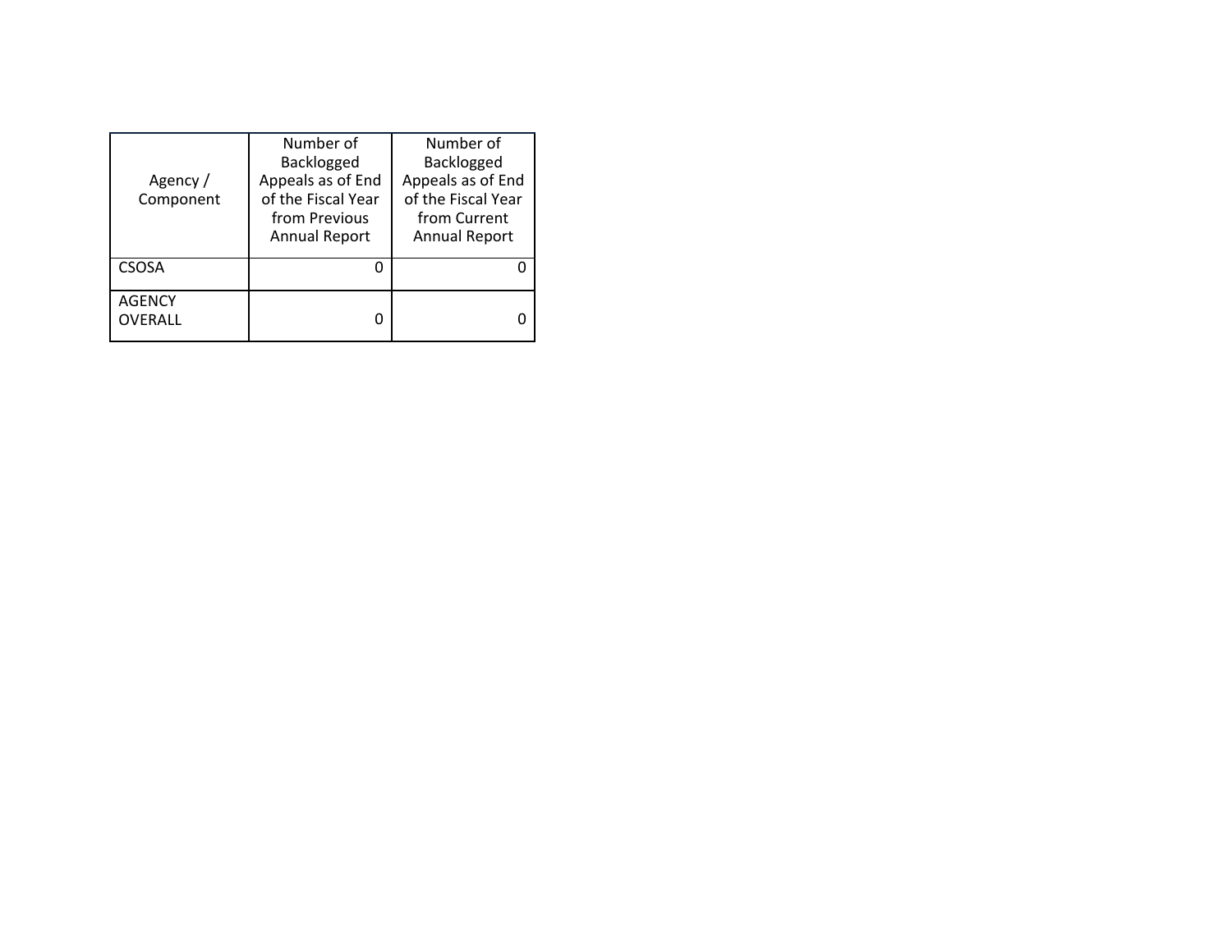| Agency / Component | Number of Backlogged Appeals as of End of the Fiscal Year from Previous Annual Report | Number of Backlogged Appeals as of End of the Fiscal Year from Current Annual Report |
|---|---|---|
| CSOSA | 0 | 0 |
| AGENCY OVERALL | 0 | 0 |